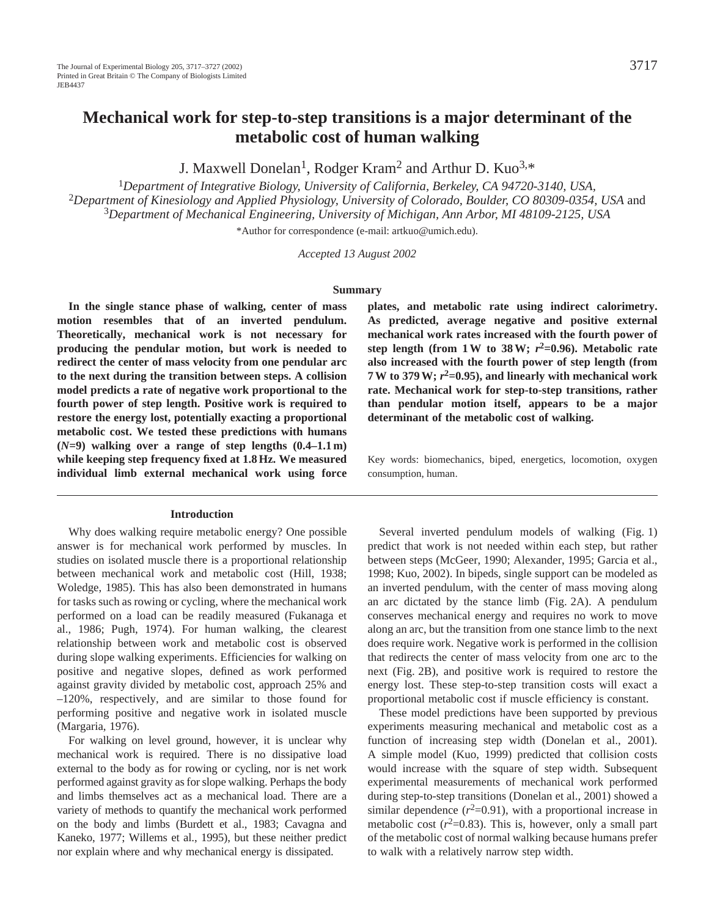# Mechanical work for step-to-step transitions is a major determinant of the metabolic cost of human walking

J. Maxwell Donelan[1], Rodger Kram[2] and Arthur D. Kuo[3,*]

[1]*Department of Integrative Biology, University of California, Berkeley, CA 94720-3140, USA,*
[2]*Department of Kinesiology and Applied Physiology, University of Colorado, Boulder, CO 80309-0354, USA* and
[3]*Department of Mechanical Engineering, University of Michigan, Ann Arbor, MI 48109-2125, USA*

*Author for correspondence (e-mail: artkuo@umich.edu).

*Accepted 13 August 2002*

## Summary

**In the single stance phase of walking, center of mass motion resembles that of an inverted pendulum. Theoretically, mechanical work is not necessary for producing the pendular motion, but work is needed to redirect the center of mass velocity from one pendular arc to the next during the transition between steps. A collision model predicts a rate of negative work proportional to the fourth power of step length. Positive work is required to restore the energy lost, potentially exacting a proportional metabolic cost. We tested these predictions with humans (*N*=9) walking over a range of step lengths (0.4–1.1 m) while keeping step frequency fixed at 1.8 Hz. We measured individual limb external mechanical work using force plates, and metabolic rate using indirect calorimetry. As predicted, average negative and positive external mechanical work rates increased with the fourth power of step length (from 1 W to 38 W; $r^2$=0.96). Metabolic rate also increased with the fourth power of step length (from 7 W to 379 W; $r^2$=0.95), and linearly with mechanical work rate. Mechanical work for step-to-step transitions, rather than pendular motion itself, appears to be a major determinant of the metabolic cost of walking.**

Key words: biomechanics, biped, energetics, locomotion, oxygen consumption, human.

## Introduction

Why does walking require metabolic energy? One possible answer is for mechanical work performed by muscles. In studies on isolated muscle there is a proportional relationship between mechanical work and metabolic cost (Hill, 1938; Woledge, 1985). This has also been demonstrated in humans for tasks such as rowing or cycling, where the mechanical work performed on a load can be readily measured (Fukanaga et al., 1986; Pugh, 1974). For human walking, the clearest relationship between work and metabolic cost is observed during slope walking experiments. Efficiencies for walking on positive and negative slopes, defined as work performed against gravity divided by metabolic cost, approach 25% and –120%, respectively, and are similar to those found for performing positive and negative work in isolated muscle (Margaria, 1976).

For walking on level ground, however, it is unclear why mechanical work is required. There is no dissipative load external to the body as for rowing or cycling, nor is net work performed against gravity as for slope walking. Perhaps the body and limbs themselves act as a mechanical load. There are a variety of methods to quantify the mechanical work performed on the body and limbs (Burdett et al., 1983; Cavagna and Kaneko, 1977; Willems et al., 1995), but these neither predict nor explain where and why mechanical energy is dissipated.

Several inverted pendulum models of walking (Fig. 1) predict that work is not needed within each step, but rather between steps (McGeer, 1990; Alexander, 1995; Garcia et al., 1998; Kuo, 2002). In bipeds, single support can be modeled as an inverted pendulum, with the center of mass moving along an arc dictated by the stance limb (Fig. 2A). A pendulum conserves mechanical energy and requires no work to move along an arc, but the transition from one stance limb to the next does require work. Negative work is performed in the collision that redirects the center of mass velocity from one arc to the next (Fig. 2B), and positive work is required to restore the energy lost. These step-to-step transition costs will exact a proportional metabolic cost if muscle efficiency is constant.

These model predictions have been supported by previous experiments measuring mechanical and metabolic cost as a function of increasing step width (Donelan et al., 2001). A simple model (Kuo, 1999) predicted that collision costs would increase with the square of step width. Subsequent experimental measurements of mechanical work performed during step-to-step transitions (Donelan et al., 2001) showed a similar dependence ($r^2$=0.91), with a proportional increase in metabolic cost ($r^2$=0.83). This is, however, only a small part of the metabolic cost of normal walking because humans prefer to walk with a relatively narrow step width.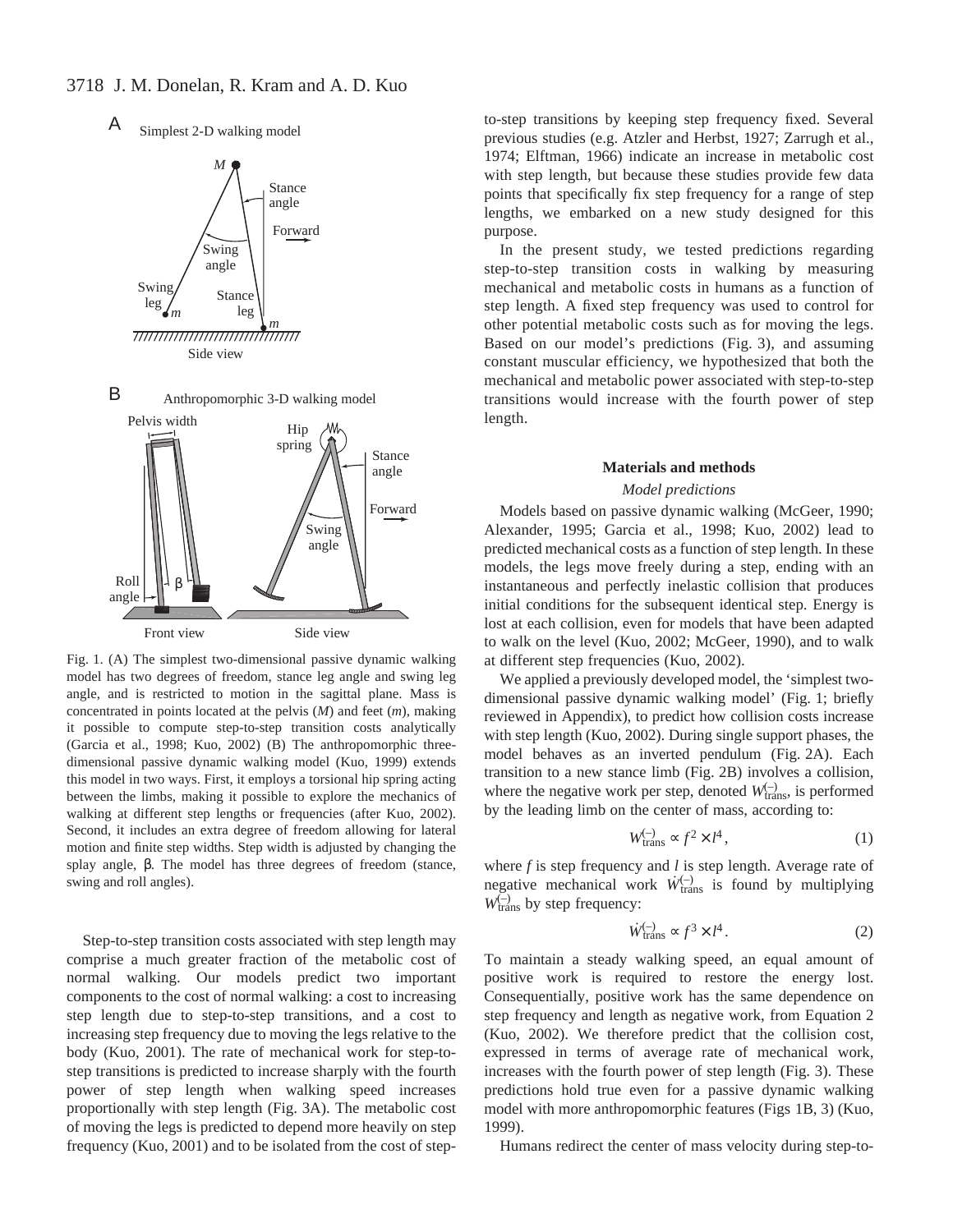Fig. 1. (A) The simplest two-dimensional passive dynamic walking model has two degrees of freedom, stance leg angle and swing leg angle, and is restricted to motion in the sagittal plane. Mass is concentrated in points located at the pelvis ($M$) and feet ($m$), making it possible to compute step-to-step transition costs analytically (Garcia et al., 1998; Kuo, 2002) (B) The anthropomorphic three-dimensional passive dynamic walking model (Kuo, 1999) extends this model in two ways. First, it employs a torsional hip spring acting between the limbs, making it possible to explore the mechanics of walking at different step lengths or frequencies (after Kuo, 2002). Second, it includes an extra degree of freedom allowing for lateral motion and finite step widths. Step width is adjusted by changing the splay angle, β. The model has three degrees of freedom (stance, swing and roll angles).

Step-to-step transition costs associated with step length may comprise a much greater fraction of the metabolic cost of normal walking. Our models predict two important components to the cost of normal walking: a cost to increasing step length due to step-to-step transitions, and a cost to increasing step frequency due to moving the legs relative to the body (Kuo, 2001). The rate of mechanical work for step-to-step transitions is predicted to increase sharply with the fourth power of step length when walking speed increases proportionally with step length (Fig. 3A). The metabolic cost of moving the legs is predicted to depend more heavily on step frequency (Kuo, 2001) and to be isolated from the cost of step-to-step transitions by keeping step frequency fixed. Several previous studies (e.g. Atzler and Herbst, 1927; Zarrugh et al., 1974; Elftman, 1966) indicate an increase in metabolic cost with step length, but because these studies provide few data points that specifically fix step frequency for a range of step lengths, we embarked on a new study designed for this purpose.

In the present study, we tested predictions regarding step-to-step transition costs in walking by measuring mechanical and metabolic costs in humans as a function of step length. A fixed step frequency was used to control for other potential metabolic costs such as for moving the legs. Based on our model's predictions (Fig. 3), and assuming constant muscular efficiency, we hypothesized that both the mechanical and metabolic power associated with step-to-step transitions would increase with the fourth power of step length.

## Materials and methods

### *Model predictions*

Models based on passive dynamic walking (McGeer, 1990; Alexander, 1995; Garcia et al., 1998; Kuo, 2002) lead to predicted mechanical costs as a function of step length. In these models, the legs move freely during a step, ending with an instantaneous and perfectly inelastic collision that produces initial conditions for the subsequent identical step. Energy is lost at each collision, even for models that have been adapted to walk on the level (Kuo, 2002; McGeer, 1990), and to walk at different step frequencies (Kuo, 2002).

We applied a previously developed model, the 'simplest two-dimensional passive dynamic walking model' (Fig. 1; briefly reviewed in Appendix), to predict how collision costs increase with step length (Kuo, 2002). During single support phases, the model behaves as an inverted pendulum (Fig. 2A). Each transition to a new stance limb (Fig. 2B) involves a collision, where the negative work per step, denoted $W^{(-)}_{\text{trans}}$, is performed by the leading limb on the center of mass, according to:

$$W^{(-)}_{\text{trans}} \propto f^2 \times l^4 , \quad (1)$$

where $f$ is step frequency and $l$ is step length. Average rate of negative mechanical work $\dot{W}^{(-)}_{\text{trans}}$ is found by multiplying $W^{(-)}_{\text{trans}}$ by step frequency:

$$\dot{W}^{(-)}_{\text{trans}} \propto f^3 \times l^4 . \quad (2)$$

To maintain a steady walking speed, an equal amount of positive work is required to restore the energy lost. Consequentially, positive work has the same dependence on step frequency and length as negative work, from Equation 2 (Kuo, 2002). We therefore predict that the collision cost, expressed in terms of average rate of mechanical work, increases with the fourth power of step length (Fig. 3). These predictions hold true even for a passive dynamic walking model with more anthropomorphic features (Figs 1B, 3) (Kuo, 1999).

Humans redirect the center of mass velocity during step-to-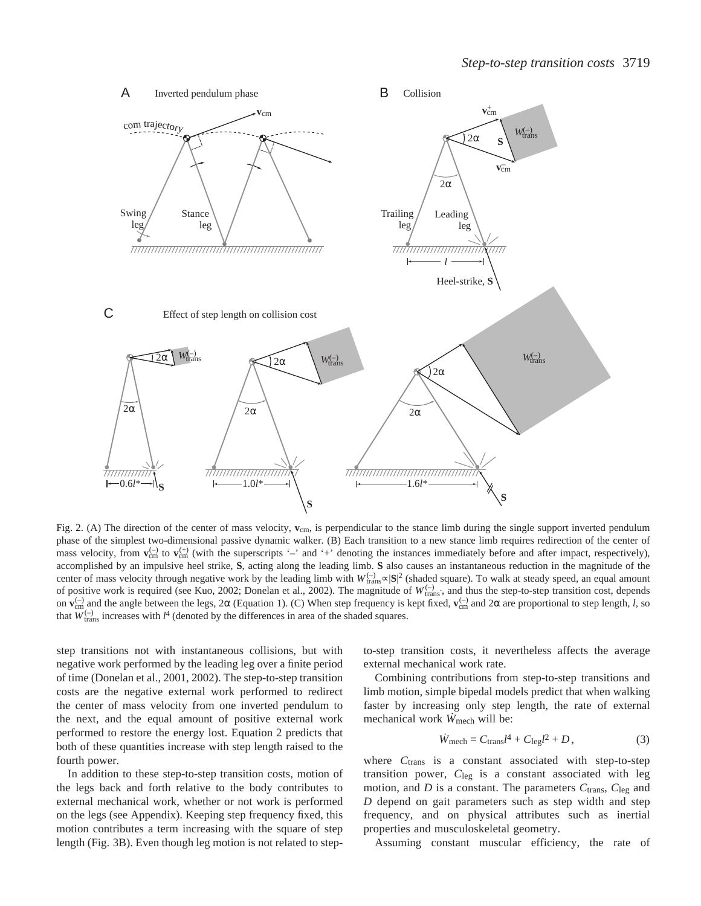Fig. 2. (A) The direction of the center of mass velocity, $\mathbf{v}_{cm}$, is perpendicular to the stance limb during the single support inverted pendulum phase of the simplest two-dimensional passive dynamic walker. (B) Each transition to a new stance limb requires redirection of the center of mass velocity, from $\mathbf{v}_{cm}^{(-)}$ to $\mathbf{v}_{cm}^{(+)}$ (with the superscripts '–' and '+' denoting the instances immediately before and after impact, respectively), accomplished by an impulsive heel strike, **S**, acting along the leading limb. **S** also causes an instantaneous reduction in the magnitude of the center of mass velocity through negative work by the leading limb with $W_{trans}^{(-)} \propto |\mathbf{S}|^2$ (shaded square). To walk at steady speed, an equal amount of positive work is required (see Kuo, 2002; Donelan et al., 2002). The magnitude of $W_{trans}^{(-)}$, and thus the step-to-step transition cost, depends on $\mathbf{v}_{cm}^{(-)}$ and the angle between the legs, $2\alpha$ (Equation 1). (C) When step frequency is kept fixed, $\mathbf{v}_{cm}^{(-)}$ and $2\alpha$ are proportional to step length, $l$, so that $W_{trans}^{(-)}$ increases with $l^4$ (denoted by the differences in area of the shaded squares).

step transitions not with instantaneous collisions, but with negative work performed by the leading leg over a finite period of time (Donelan et al., 2001, 2002). The step-to-step transition costs are the negative external work performed to redirect the center of mass velocity from one inverted pendulum to the next, and the equal amount of positive external work performed to restore the energy lost. Equation 2 predicts that both of these quantities increase with step length raised to the fourth power.

In addition to these step-to-step transition costs, motion of the legs back and forth relative to the body contributes to external mechanical work, whether or not work is performed on the legs (see Appendix). Keeping step frequency fixed, this motion contributes a term increasing with the square of step length (Fig. 3B). Even though leg motion is not related to step-to-step transition costs, it nevertheless affects the average external mechanical work rate.

Combining contributions from step-to-step transitions and limb motion, simple bipedal models predict that when walking faster by increasing only step length, the rate of external mechanical work $\dot{W}_{mech}$ will be:

$$\dot{W}_{mech} = C_{trans} l^4 + C_{leg} l^2 + D\,, \quad (3)$$

where $C_{trans}$ is a constant associated with step-to-step transition power, $C_{leg}$ is a constant associated with leg motion, and $D$ is a constant. The parameters $C_{trans}$, $C_{leg}$ and $D$ depend on gait parameters such as step width and step frequency, and on physical attributes such as inertial properties and musculoskeletal geometry.

Assuming constant muscular efficiency, the rate of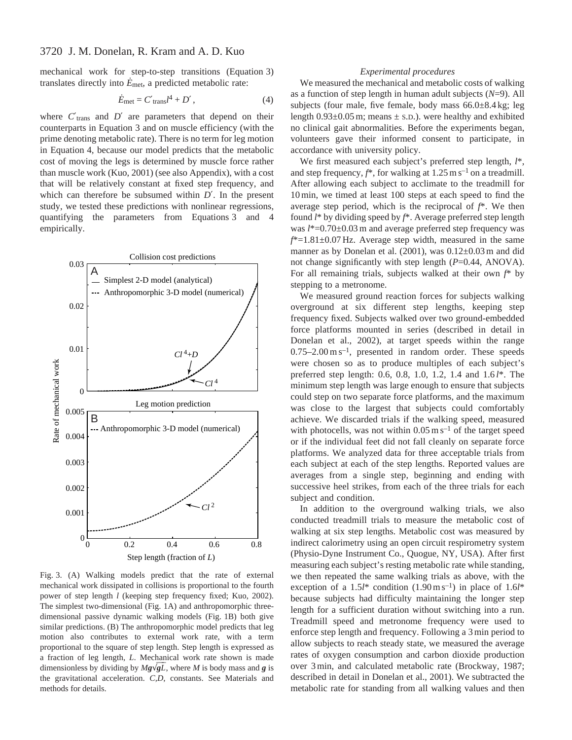mechanical work for step-to-step transitions (Equation 3) translates directly into $\dot{E}_{met}$, a predicted metabolic rate:

$$\dot{E}_{met} = C'_{trans} l^4 + D' , \quad (4)$$

where $C'_{trans}$ and $D'$ are parameters that depend on their counterparts in Equation 3 and on muscle efficiency (with the prime denoting metabolic rate). There is no term for leg motion in Equation 4, because our model predicts that the metabolic cost of moving the legs is determined by muscle force rather than muscle work (Kuo, 2001) (see also Appendix), with a cost that will be relatively constant at fixed step frequency, and which can therefore be subsumed within $D'$. In the present study, we tested these predictions with nonlinear regressions, quantifying the parameters from Equations 3 and 4 empirically.

Fig. 3. (A) Walking models predict that the rate of external mechanical work dissipated in collisions is proportional to the fourth power of step length $l$ (keeping step frequency fixed; Kuo, 2002). The simplest two-dimensional (Fig. 1A) and anthropomorphic three-dimensional passive dynamic walking models (Fig. 1B) both give similar predictions. (B) The anthropomorphic model predicts that leg motion also contributes to external work rate, with a term proportional to the square of step length. Step length is expressed as a fraction of leg length, $L$. Mechanical work rate shown is made dimensionless by dividing by $M\boldsymbol{g}\sqrt{\boldsymbol{g}L}$, where $M$ is body mass and $\boldsymbol{g}$ is the gravitational acceleration. $C$,$D$, constants. See Materials and methods for details.

### *Experimental procedures*

We measured the mechanical and metabolic costs of walking as a function of step length in human adult subjects ($N$=9). All subjects (four male, five female, body mass 66.0±8.4 kg; leg length 0.93±0.05 m; means ± S.D.). were healthy and exhibited no clinical gait abnormalities. Before the experiments began, volunteers gave their informed consent to participate, in accordance with university policy.

We first measured each subject's preferred step length, $l^*$, and step frequency, $f^*$, for walking at 1.25 m s$^{-1}$ on a treadmill. After allowing each subject to acclimate to the treadmill for 10 min, we timed at least 100 steps at each speed to find the average step period, which is the reciprocal of $f^*$. We then found $l^*$ by dividing speed by $f^*$. Average preferred step length was $l^*$=0.70±0.03 m and average preferred step frequency was $f^*$=1.81±0.07 Hz. Average step width, measured in the same manner as by Donelan et al. (2001), was 0.12±0.03 m and did not change significantly with step length ($P$=0.44, ANOVA). For all remaining trials, subjects walked at their own $f^*$ by stepping to a metronome.

We measured ground reaction forces for subjects walking overground at six different step lengths, keeping step frequency fixed. Subjects walked over two ground-embedded force platforms mounted in series (described in detail in Donelan et al., 2002), at target speeds within the range 0.75–2.00 m s$^{-1}$, presented in random order. These speeds were chosen so as to produce multiples of each subject's preferred step length: 0.6, 0.8, 1.0, 1.2, 1.4 and 1.6 $l^*$. The minimum step length was large enough to ensure that subjects could step on two separate force platforms, and the maximum was close to the largest that subjects could comfortably achieve. We discarded trials if the walking speed, measured with photocells, was not within 0.05 m s$^{-1}$ of the target speed or if the individual feet did not fall cleanly on separate force platforms. We analyzed data for three acceptable trials from each subject at each of the step lengths. Reported values are averages from a single step, beginning and ending with successive heel strikes, from each of the three trials for each subject and condition.

In addition to the overground walking trials, we also conducted treadmill trials to measure the metabolic cost of walking at six step lengths. Metabolic cost was measured by indirect calorimetry using an open circuit respirometry system (Physio-Dyne Instrument Co., Quogue, NY, USA). After first measuring each subject's resting metabolic rate while standing, we then repeated the same walking trials as above, with the exception of a 1.5$l^*$ condition (1.90 m s$^{-1}$) in place of 1.6$l^*$ because subjects had difficulty maintaining the longer step length for a sufficient duration without switching into a run. Treadmill speed and metronome frequency were used to enforce step length and frequency. Following a 3 min period to allow subjects to reach steady state, we measured the average rates of oxygen consumption and carbon dioxide production over 3 min, and calculated metabolic rate (Brockway, 1987; described in detail in Donelan et al., 2001). We subtracted the metabolic rate for standing from all walking values and then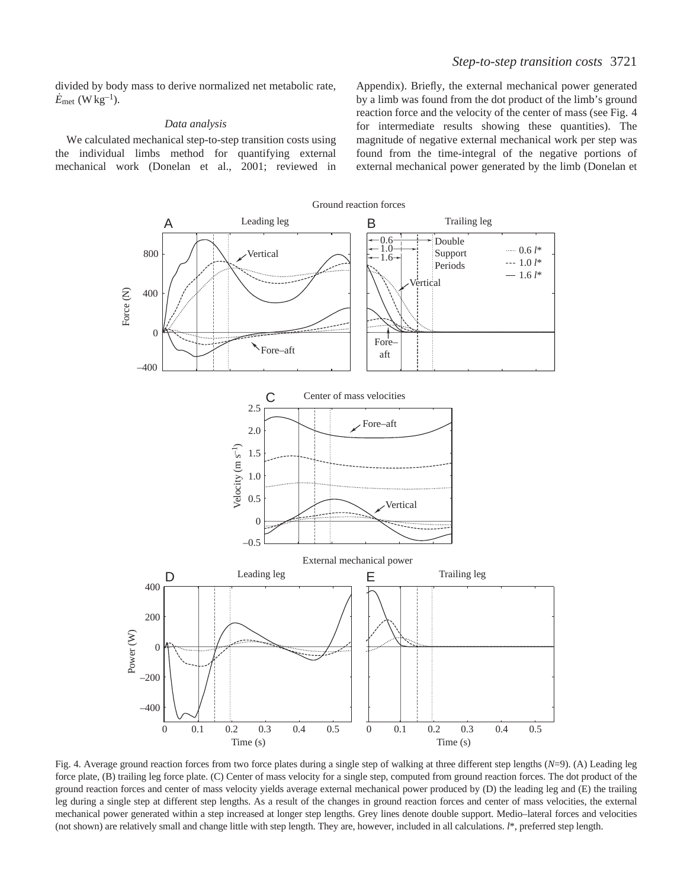divided by body mass to derive normalized net metabolic rate, $\dot{E}_{met}$ (W kg$^{-1}$).

### *Data analysis*

We calculated mechanical step-to-step transition costs using the individual limbs method for quantifying external mechanical work (Donelan et al., 2001; reviewed in Appendix). Briefly, the external mechanical power generated by a limb was found from the dot product of the limb's ground reaction force and the velocity of the center of mass (see Fig. 4 for intermediate results showing these quantities). The magnitude of negative external mechanical work per step was found from the time-integral of the negative portions of external mechanical power generated by the limb (Donelan et

Fig. 4. Average ground reaction forces from two force plates during a single step of walking at three different step lengths ($N$=9). (A) Leading leg force plate, (B) trailing leg force plate. (C) Center of mass velocity for a single step, computed from ground reaction forces. The dot product of the ground reaction forces and center of mass velocity yields average external mechanical power produced by (D) the leading leg and (E) the trailing leg during a single step at different step lengths. As a result of the changes in ground reaction forces and center of mass velocities, the external mechanical power generated within a step increased at longer step lengths. Grey lines denote double support. Medio–lateral forces and velocities (not shown) are relatively small and change little with step length. They are, however, included in all calculations. $l$*, preferred step length.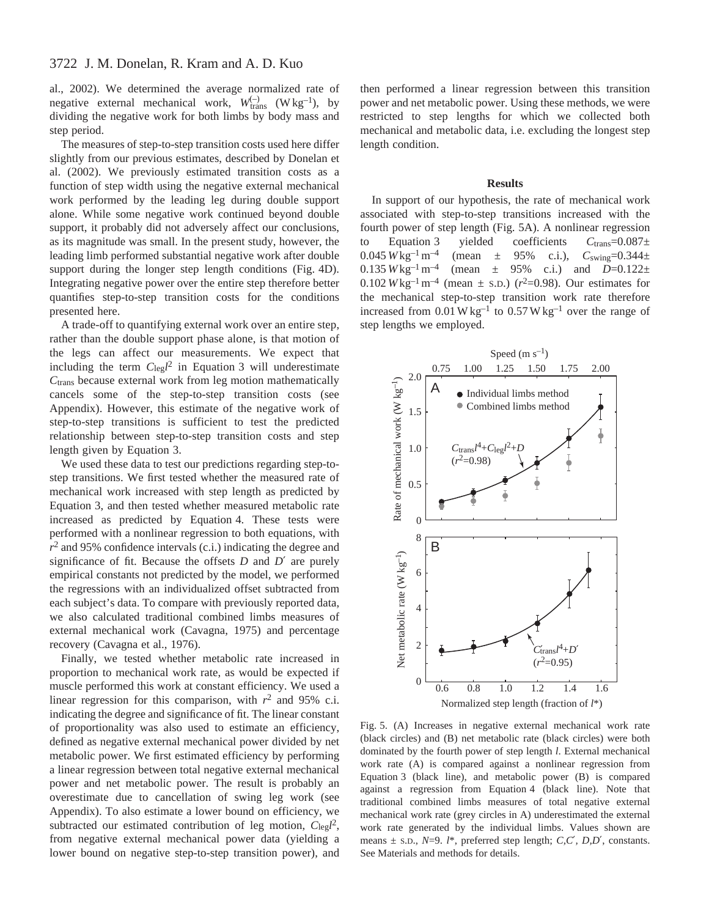al., 2002). We determined the average normalized rate of negative external mechanical work, $\dot{W}^{(-)}_{\mathrm{trans}}$ (W kg$^{-1}$), by dividing the negative work for both limbs by body mass and step period.

The measures of step-to-step transition costs used here differ slightly from our previous estimates, described by Donelan et al. (2002). We previously estimated transition costs as a function of step width using the negative external mechanical work performed by the leading leg during double support alone. While some negative work continued beyond double support, it probably did not adversely affect our conclusions, as its magnitude was small. In the present study, however, the leading limb performed substantial negative work after double support during the longer step length conditions (Fig. 4D). Integrating negative power over the entire step therefore better quantifies step-to-step transition costs for the conditions presented here.

A trade-off to quantifying external work over an entire step, rather than the double support phase alone, is that motion of the legs can affect our measurements. We expect that including the term $C_{\mathrm{leg}}l^2$ in Equation 3 will underestimate $C_{\mathrm{trans}}$ because external work from leg motion mathematically cancels some of the step-to-step transition costs (see Appendix). However, this estimate of the negative work of step-to-step transitions is sufficient to test the predicted relationship between step-to-step transition costs and step length given by Equation 3.

We used these data to test our predictions regarding step-to-step transitions. We first tested whether the measured rate of mechanical work increased with step length as predicted by Equation 3, and then tested whether measured metabolic rate increased as predicted by Equation 4. These tests were performed with a nonlinear regression to both equations, with $r^2$ and 95% confidence intervals (c.i.) indicating the degree and significance of fit. Because the offsets $D$ and $D'$ are purely empirical constants not predicted by the model, we performed the regressions with an individualized offset subtracted from each subject's data. To compare with previously reported data, we also calculated traditional combined limbs measures of external mechanical work (Cavagna, 1975) and percentage recovery (Cavagna et al., 1976).

Finally, we tested whether metabolic rate increased in proportion to mechanical work rate, as would be expected if muscle performed this work at constant efficiency. We used a linear regression for this comparison, with $r^2$ and 95% c.i. indicating the degree and significance of fit. The linear constant of proportionality was also used to estimate an efficiency, defined as negative external mechanical power divided by net metabolic power. We first estimated efficiency by performing a linear regression between total negative external mechanical power and net metabolic power. The result is probably an overestimate due to cancellation of swing leg work (see Appendix). To also estimate a lower bound on efficiency, we subtracted our estimated contribution of leg motion, $C_{\mathrm{leg}}l^2$, from negative external mechanical power data (yielding a lower bound on negative step-to-step transition power), and then performed a linear regression between this transition power and net metabolic power. Using these methods, we were restricted to step lengths for which we collected both mechanical and metabolic data, i.e. excluding the longest step length condition.

## Results

In support of our hypothesis, the rate of mechanical work associated with step-to-step transitions increased with the fourth power of step length (Fig. 5A). A nonlinear regression to Equation 3 yielded coefficients $C_{\mathrm{trans}}=0.087\pm 0.045\,W\,\mathrm{kg}^{-1}\,\mathrm{m}^{-4}$ (mean ± 95% c.i.), $C_{\mathrm{swing}}=0.344\pm 0.135\,W\,\mathrm{kg}^{-1}\,\mathrm{m}^{-4}$ (mean ± 95% c.i.) and $D=0.122\pm 0.102\,W\,\mathrm{kg}^{-1}\,\mathrm{m}^{-4}$ (mean ± S.D.) ($r^2$=0.98). Our estimates for the mechanical step-to-step transition work rate therefore increased from 0.01 W kg$^{-1}$ to 0.57 W kg$^{-1}$ over the range of step lengths we employed.

Fig. 5. (A) Increases in negative external mechanical work rate (black circles) and (B) net metabolic rate (black circles) were both dominated by the fourth power of step length $l$. External mechanical work rate (A) is compared against a nonlinear regression from Equation 3 (black line), and metabolic power (B) is compared against a regression from Equation 4 (black line). Note that traditional combined limbs measures of total negative external mechanical work rate (grey circles in A) underestimated the external work rate generated by the individual limbs. Values shown are means ± S.D., $N$=9. $l$*, preferred step length; $C,C'$, $D,D'$, constants. See Materials and methods for details.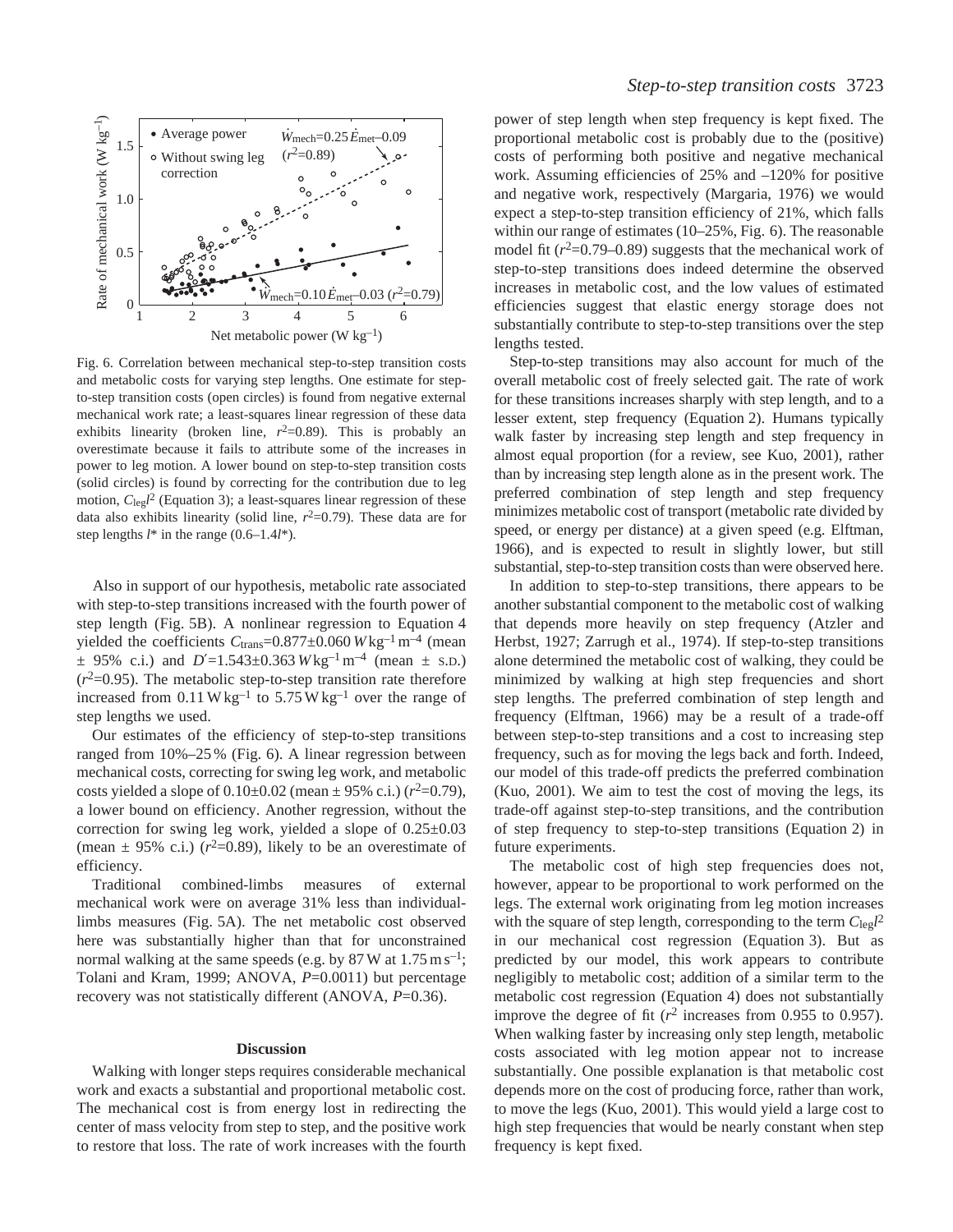Fig. 6. Correlation between mechanical step-to-step transition costs and metabolic costs for varying step lengths. One estimate for step-to-step transition costs (open circles) is found from negative external mechanical work rate; a least-squares linear regression of these data exhibits linearity (broken line, $r^2$=0.89). This is probably an overestimate because it fails to attribute some of the increases in power to leg motion. A lower bound on step-to-step transition costs (solid circles) is found by correcting for the contribution due to leg motion, $C_{leg}l^2$ (Equation 3); a least-squares linear regression of these data also exhibits linearity (solid line, $r^2$=0.79). These data are for step lengths $l$* in the range (0.6–1.4$l$*).

Also in support of our hypothesis, metabolic rate associated with step-to-step transitions increased with the fourth power of step length (Fig. 5B). A nonlinear regression to Equation 4 yielded the coefficients $C_{trans}$=0.877±0.060 $W$ kg$^{-1}$ m$^{-4}$ (mean ± 95% c.i.) and $D'$=1.543±0.363 $W$ kg$^{-1}$ m$^{-4}$ (mean ± S.D.) ($r^2$=0.95). The metabolic step-to-step transition rate therefore increased from 0.11 W kg$^{-1}$ to 5.75 W kg$^{-1}$ over the range of step lengths we used.

Our estimates of the efficiency of step-to-step transitions ranged from 10%–25% (Fig. 6). A linear regression between mechanical costs, correcting for swing leg work, and metabolic costs yielded a slope of 0.10±0.02 (mean ± 95% c.i.) ($r^2$=0.79), a lower bound on efficiency. Another regression, without the correction for swing leg work, yielded a slope of 0.25±0.03 (mean ± 95% c.i.) ($r^2$=0.89), likely to be an overestimate of efficiency.

Traditional combined-limbs measures of external mechanical work were on average 31% less than individual-limbs measures (Fig. 5A). The net metabolic cost observed here was substantially higher than that for unconstrained normal walking at the same speeds (e.g. by 87 W at 1.75 m s$^{-1}$; Tolani and Kram, 1999; ANOVA, $P$=0.0011) but percentage recovery was not statistically different (ANOVA, $P$=0.36).

## Discussion

Walking with longer steps requires considerable mechanical work and exacts a substantial and proportional metabolic cost. The mechanical cost is from energy lost in redirecting the center of mass velocity from step to step, and the positive work to restore that loss. The rate of work increases with the fourth power of step length when step frequency is kept fixed. The proportional metabolic cost is probably due to the (positive) costs of performing both positive and negative mechanical work. Assuming efficiencies of 25% and –120% for positive and negative work, respectively (Margaria, 1976) we would expect a step-to-step transition efficiency of 21%, which falls within our range of estimates (10–25%, Fig. 6). The reasonable model fit ($r^2$=0.79–0.89) suggests that the mechanical work of step-to-step transitions does indeed determine the observed increases in metabolic cost, and the low values of estimated efficiencies suggest that elastic energy storage does not substantially contribute to step-to-step transitions over the step lengths tested.

Step-to-step transitions may also account for much of the overall metabolic cost of freely selected gait. The rate of work for these transitions increases sharply with step length, and to a lesser extent, step frequency (Equation 2). Humans typically walk faster by increasing step length and step frequency in almost equal proportion (for a review, see Kuo, 2001), rather than by increasing step length alone as in the present work. The preferred combination of step length and step frequency minimizes metabolic cost of transport (metabolic rate divided by speed, or energy per distance) at a given speed (e.g. Elftman, 1966), and is expected to result in slightly lower, but still substantial, step-to-step transition costs than were observed here.

In addition to step-to-step transitions, there appears to be another substantial component to the metabolic cost of walking that depends more heavily on step frequency (Atzler and Herbst, 1927; Zarrugh et al., 1974). If step-to-step transitions alone determined the metabolic cost of walking, they could be minimized by walking at high step frequencies and short step lengths. The preferred combination of step length and frequency (Elftman, 1966) may be a result of a trade-off between step-to-step transitions and a cost to increasing step frequency, such as for moving the legs back and forth. Indeed, our model of this trade-off predicts the preferred combination (Kuo, 2001). We aim to test the cost of moving the legs, its trade-off against step-to-step transitions, and the contribution of step frequency to step-to-step transitions (Equation 2) in future experiments.

The metabolic cost of high step frequencies does not, however, appear to be proportional to work performed on the legs. The external work originating from leg motion increases with the square of step length, corresponding to the term $C_{leg}l^2$ in our mechanical cost regression (Equation 3). But as predicted by our model, this work appears to contribute negligibly to metabolic cost; addition of a similar term to the metabolic cost regression (Equation 4) does not substantially improve the degree of fit ($r^2$ increases from 0.955 to 0.957). When walking faster by increasing only step length, metabolic costs associated with leg motion appear not to increase substantially. One possible explanation is that metabolic cost depends more on the cost of producing force, rather than work, to move the legs (Kuo, 2001). This would yield a large cost to high step frequencies that would be nearly constant when step frequency is kept fixed.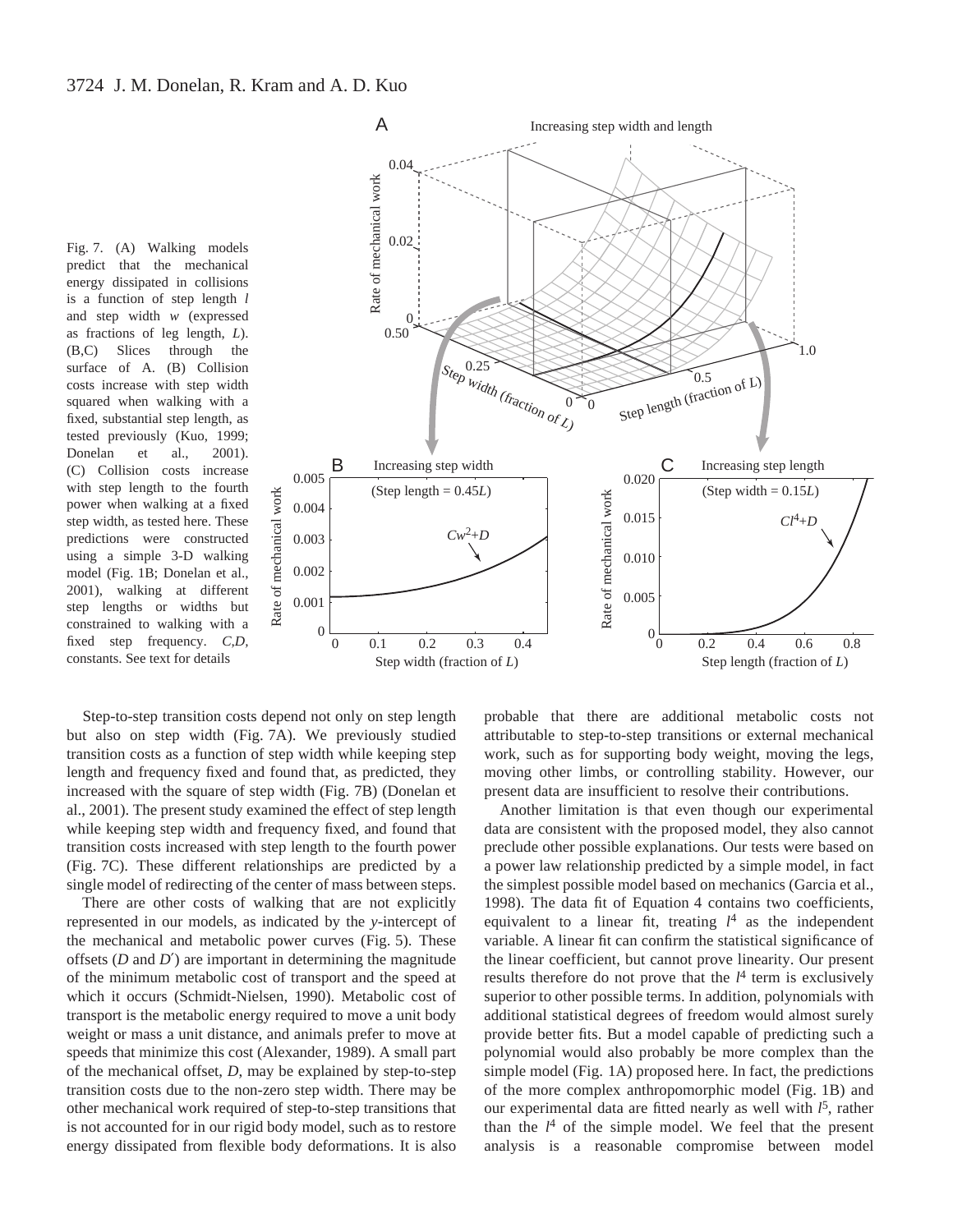Fig. 7. (A) Walking models predict that the mechanical energy dissipated in collisions is a function of step length $l$ and step width $w$ (expressed as fractions of leg length, $L$). (B,C) Slices through the surface of A. (B) Collision costs increase with step width squared when walking with a fixed, substantial step length, as tested previously (Kuo, 1999; Donelan et al., 2001). (C) Collision costs increase with step length to the fourth power when walking at a fixed step width, as tested here. These predictions were constructed using a simple 3-D walking model (Fig. 1B; Donelan et al., 2001), walking at different step lengths or widths but constrained to walking with a fixed step frequency. $C$,$D$, constants. See text for details

Step-to-step transition costs depend not only on step length but also on step width (Fig. 7A). We previously studied transition costs as a function of step width while keeping step length and frequency fixed and found that, as predicted, they increased with the square of step width (Fig. 7B) (Donelan et al., 2001). The present study examined the effect of step length while keeping step width and frequency fixed, and found that transition costs increased with step length to the fourth power (Fig. 7C). These different relationships are predicted by a single model of redirecting of the center of mass between steps.

There are other costs of walking that are not explicitly represented in our models, as indicated by the $y$-intercept of the mechanical and metabolic power curves (Fig. 5). These offsets ($D$ and $D'$) are important in determining the magnitude of the minimum metabolic cost of transport and the speed at which it occurs (Schmidt-Nielsen, 1990). Metabolic cost of transport is the metabolic energy required to move a unit body weight or mass a unit distance, and animals prefer to move at speeds that minimize this cost (Alexander, 1989). A small part of the mechanical offset, $D$, may be explained by step-to-step transition costs due to the non-zero step width. There may be other mechanical work required of step-to-step transitions that is not accounted for in our rigid body model, such as to restore energy dissipated from flexible body deformations. It is also probable that there are additional metabolic costs not attributable to step-to-step transitions or external mechanical work, such as for supporting body weight, moving the legs, moving other limbs, or controlling stability. However, our present data are insufficient to resolve their contributions.

Another limitation is that even though our experimental data are consistent with the proposed model, they also cannot preclude other possible explanations. Our tests were based on a power law relationship predicted by a simple model, in fact the simplest possible model based on mechanics (Garcia et al., 1998). The data fit of Equation 4 contains two coefficients, equivalent to a linear fit, treating $l^4$ as the independent variable. A linear fit can confirm the statistical significance of the linear coefficient, but cannot prove linearity. Our present results therefore do not prove that the $l^4$ term is exclusively superior to other possible terms. In addition, polynomials with additional statistical degrees of freedom would almost surely provide better fits. But a model capable of predicting such a polynomial would also probably be more complex than the simple model (Fig. 1A) proposed here. In fact, the predictions of the more complex anthropomorphic model (Fig. 1B) and our experimental data are fitted nearly as well with $l^5$, rather than the $l^4$ of the simple model. We feel that the present analysis is a reasonable compromise between model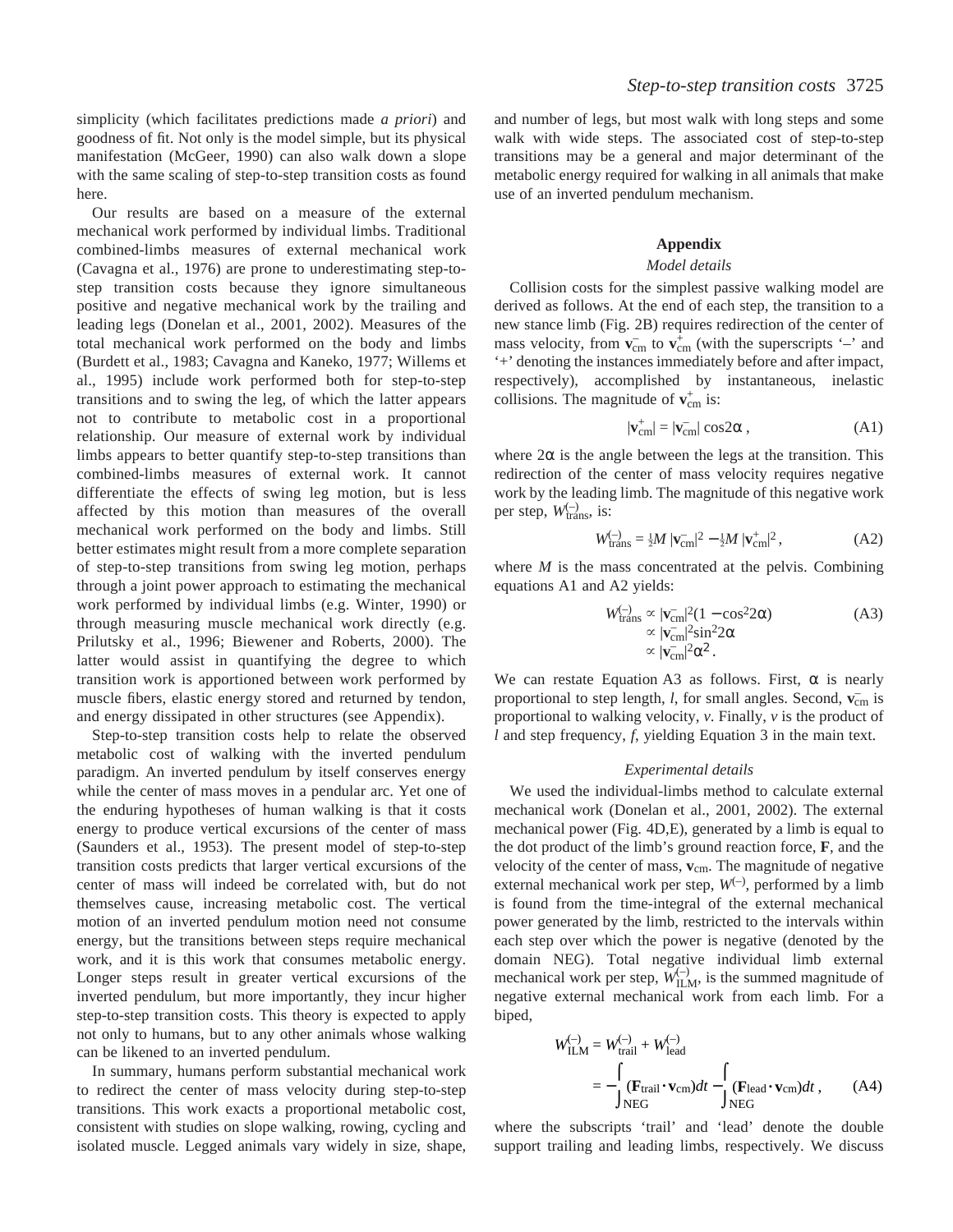simplicity (which facilitates predictions made *a priori*) and goodness of fit. Not only is the model simple, but its physical manifestation (McGeer, 1990) can also walk down a slope with the same scaling of step-to-step transition costs as found here.

Our results are based on a measure of the external mechanical work performed by individual limbs. Traditional combined-limbs measures of external mechanical work (Cavagna et al., 1976) are prone to underestimating step-to-step transition costs because they ignore simultaneous positive and negative mechanical work by the trailing and leading legs (Donelan et al., 2001, 2002). Measures of the total mechanical work performed on the body and limbs (Burdett et al., 1983; Cavagna and Kaneko, 1977; Willems et al., 1995) include work performed both for step-to-step transitions and to swing the leg, of which the latter appears not to contribute to metabolic cost in a proportional relationship. Our measure of external work by individual limbs appears to better quantify step-to-step transitions than combined-limbs measures of external work. It cannot differentiate the effects of swing leg motion, but is less affected by this motion than measures of the overall mechanical work performed on the body and limbs. Still better estimates might result from a more complete separation of step-to-step transitions from swing leg motion, perhaps through a joint power approach to estimating the mechanical work performed by individual limbs (e.g. Winter, 1990) or through measuring muscle mechanical work directly (e.g. Prilutsky et al., 1996; Biewener and Roberts, 2000). The latter would assist in quantifying the degree to which transition work is apportioned between work performed by muscle fibers, elastic energy stored and returned by tendon, and energy dissipated in other structures (see Appendix).

Step-to-step transition costs help to relate the observed metabolic cost of walking with the inverted pendulum paradigm. An inverted pendulum by itself conserves energy while the center of mass moves in a pendular arc. Yet one of the enduring hypotheses of human walking is that it costs energy to produce vertical excursions of the center of mass (Saunders et al., 1953). The present model of step-to-step transition costs predicts that larger vertical excursions of the center of mass will indeed be correlated with, but do not themselves cause, increasing metabolic cost. The vertical motion of an inverted pendulum motion need not consume energy, but the transitions between steps require mechanical work, and it is this work that consumes metabolic energy. Longer steps result in greater vertical excursions of the inverted pendulum, but more importantly, they incur higher step-to-step transition costs. This theory is expected to apply not only to humans, but to any other animals whose walking can be likened to an inverted pendulum.

In summary, humans perform substantial mechanical work to redirect the center of mass velocity during step-to-step transitions. This work exacts a proportional metabolic cost, consistent with studies on slope walking, rowing, cycling and isolated muscle. Legged animals vary widely in size, shape, and number of legs, but most walk with long steps and some walk with wide steps. The associated cost of step-to-step transitions may be a general and major determinant of the metabolic energy required for walking in all animals that make use of an inverted pendulum mechanism.

## Appendix

### *Model details*

Collision costs for the simplest passive walking model are derived as follows. At the end of each step, the transition to a new stance limb (Fig. 2B) requires redirection of the center of mass velocity, from $\mathbf{v}^{-}_{\mathrm{cm}}$ to $\mathbf{v}^{+}_{\mathrm{cm}}$ (with the superscripts '–' and '+' denoting the instances immediately before and after impact, respectively), accomplished by instantaneous, inelastic collisions. The magnitude of $\mathbf{v}^{+}_{\mathrm{cm}}$ is:

$$|\mathbf{v}^{+}_{\mathrm{cm}}| = |\mathbf{v}^{-}_{\mathrm{cm}}| \cos 2\alpha \,, \tag{A1}$$

where $2\alpha$ is the angle between the legs at the transition. This redirection of the center of mass velocity requires negative work by the leading limb. The magnitude of this negative work per step, $W^{(-)}_{\mathrm{trans}}$, is:

$$W^{(-)}_{\mathrm{trans}} = \tfrac{1}{2}M\,|\mathbf{v}^{-}_{\mathrm{cm}}|^2 - \tfrac{1}{2}M\,|\mathbf{v}^{+}_{\mathrm{cm}}|^2 \,, \tag{A2}$$

where $M$ is the mass concentrated at the pelvis. Combining equations A1 and A2 yields:

$$\begin{aligned} W^{(-)}_{\mathrm{trans}} &\propto |\mathbf{v}^{-}_{\mathrm{cm}}|^2(1-\cos^2 2\alpha) \\ &\propto |\mathbf{v}^{-}_{\mathrm{cm}}|^2 \sin^2 2\alpha \\ &\propto |\mathbf{v}^{-}_{\mathrm{cm}}|^2 \alpha^2 \,. \end{aligned} \tag{A3}$$

We can restate Equation A3 as follows. First, $\alpha$ is nearly proportional to step length, $l$, for small angles. Second, $\mathbf{v}^{-}_{\mathrm{cm}}$ is proportional to walking velocity, $v$. Finally, $v$ is the product of $l$ and step frequency, $f$, yielding Equation 3 in the main text.

### *Experimental details*

We used the individual-limbs method to calculate external mechanical work (Donelan et al., 2001, 2002). The external mechanical power (Fig. 4D,E), generated by a limb is equal to the dot product of the limb's ground reaction force, $\mathbf{F}$, and the velocity of the center of mass, $\mathbf{v}_{\mathrm{cm}}$. The magnitude of negative external mechanical work per step, $W^{(-)}$, performed by a limb is found from the time-integral of the external mechanical power generated by the limb, restricted to the intervals within each step over which the power is negative (denoted by the domain NEG). Total negative individual limb external mechanical work per step, $W^{(-)}_{\mathrm{ILM}}$, is the summed magnitude of negative external mechanical work from each limb. For a biped,

$$\begin{aligned} W^{(-)}_{\mathrm{ILM}} &= W^{(-)}_{\mathrm{trail}} + W^{(-)}_{\mathrm{lead}} \\ &= -\int_{\mathrm{NEG}} (\mathbf{F}_{\mathrm{trail}} \cdot \mathbf{v}_{\mathrm{cm}})dt - \int_{\mathrm{NEG}} (\mathbf{F}_{\mathrm{lead}} \cdot \mathbf{v}_{\mathrm{cm}})dt \,, \end{aligned} \tag{A4}$$

where the subscripts 'trail' and 'lead' denote the double support trailing and leading limbs, respectively. We discuss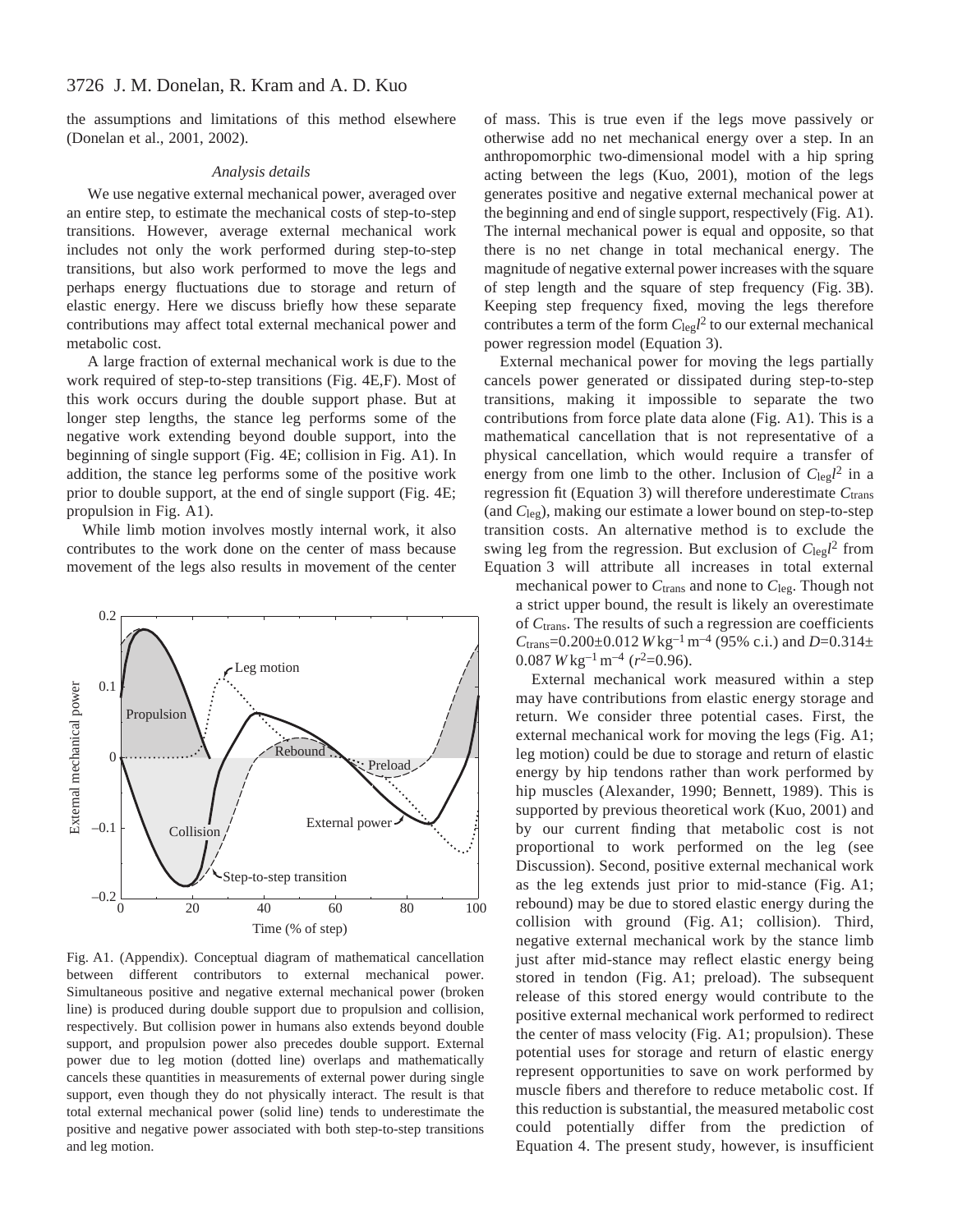the assumptions and limitations of this method elsewhere (Donelan et al., 2001, 2002).

*Analysis details*

We use negative external mechanical power, averaged over an entire step, to estimate the mechanical costs of step-to-step transitions. However, average external mechanical work includes not only the work performed during step-to-step transitions, but also work performed to move the legs and perhaps energy fluctuations due to storage and return of elastic energy. Here we discuss briefly how these separate contributions may affect total external mechanical power and metabolic cost.

A large fraction of external mechanical work is due to the work required of step-to-step transitions (Fig. 4E,F). Most of this work occurs during the double support phase. But at longer step lengths, the stance leg performs some of the negative work extending beyond double support, into the beginning of single support (Fig. 4E; collision in Fig. A1). In addition, the stance leg performs some of the positive work prior to double support, at the end of single support (Fig. 4E; propulsion in Fig. A1).

While limb motion involves mostly internal work, it also contributes to the work done on the center of mass because movement of the legs also results in movement of the center of mass. This is true even if the legs move passively or otherwise add no net mechanical energy over a step. In an anthropomorphic two-dimensional model with a hip spring acting between the legs (Kuo, 2001), motion of the legs generates positive and negative external mechanical power at the beginning and end of single support, respectively (Fig. A1). The internal mechanical power is equal and opposite, so that there is no net change in total mechanical energy. The magnitude of negative external power increases with the square of step length and the square of step frequency (Fig. 3B). Keeping step frequency fixed, moving the legs therefore contributes a term of the form $C_{leg}l^2$ to our external mechanical power regression model (Equation 3).

External mechanical power for moving the legs partially cancels power generated or dissipated during step-to-step transitions, making it impossible to separate the two contributions from force plate data alone (Fig. A1). This is a mathematical cancellation that is not representative of a physical cancellation, which would require a transfer of energy from one limb to the other. Inclusion of $C_{leg}l^2$ in a regression fit (Equation 3) will therefore underestimate $C_{trans}$ (and $C_{leg}$), making our estimate a lower bound on step-to-step transition costs. An alternative method is to exclude the swing leg from the regression. But exclusion of $C_{leg}l^2$ from Equation 3 will attribute all increases in total external mechanical power to $C_{trans}$ and none to $C_{leg}$. Though not a strict upper bound, the result is likely an overestimate of $C_{trans}$. The results of such a regression are coefficients $C_{trans}$=0.200±0.012 $W\,kg^{-1}\,m^{-4}$ (95% c.i.) and $D$=0.314±0.087 $W\,kg^{-1}\,m^{-4}$ ($r^2$=0.96).

Fig. A1. (Appendix). Conceptual diagram of mathematical cancellation between different contributors to external mechanical power. Simultaneous positive and negative external mechanical power (broken line) is produced during double support due to propulsion and collision, respectively. But collision power in humans also extends beyond double support, and propulsion power also precedes double support. External power due to leg motion (dotted line) overlaps and mathematically cancels these quantities in measurements of external power during single support, even though they do not physically interact. The result is that total external mechanical power (solid line) tends to underestimate the positive and negative power associated with both step-to-step transitions and leg motion.

External mechanical work measured within a step may have contributions from elastic energy storage and return. We consider three potential cases. First, the external mechanical work for moving the legs (Fig. A1; leg motion) could be due to storage and return of elastic energy by hip tendons rather than work performed by hip muscles (Alexander, 1990; Bennett, 1989). This is supported by previous theoretical work (Kuo, 2001) and by our current finding that metabolic cost is not proportional to work performed on the leg (see Discussion). Second, positive external mechanical work as the leg extends just prior to mid-stance (Fig. A1; rebound) may be due to stored elastic energy during the collision with ground (Fig. A1; collision). Third, negative external mechanical work by the stance limb just after mid-stance may reflect elastic energy being stored in tendon (Fig. A1; preload). The subsequent release of this stored energy would contribute to the positive external mechanical work performed to redirect the center of mass velocity (Fig. A1; propulsion). These potential uses for storage and return of elastic energy represent opportunities to save on work performed by muscle fibers and therefore to reduce metabolic cost. If this reduction is substantial, the measured metabolic cost could potentially differ from the prediction of Equation 4. The present study, however, is insufficient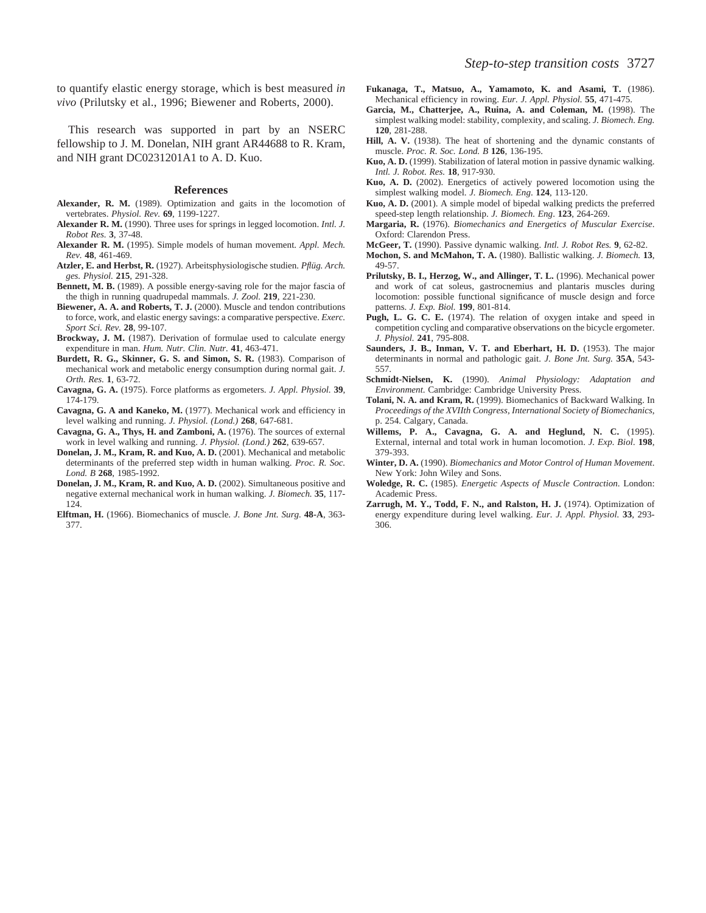to quantify elastic energy storage, which is best measured *in vivo* (Prilutsky et al., 1996; Biewener and Roberts, 2000).

This research was supported in part by an NSERC fellowship to J. M. Donelan, NIH grant AR44688 to R. Kram, and NIH grant DC0231201A1 to A. D. Kuo.

## References

**Alexander, R. M.** (1989). Optimization and gaits in the locomotion of vertebrates. *Physiol. Rev.* **69**, 1199-1227.

**Alexander R. M.** (1990). Three uses for springs in legged locomotion. *Intl. J. Robot Res.* **3**, 37-48.

**Alexander R. M.** (1995). Simple models of human movement. *Appl. Mech. Rev.* **48**, 461-469.

**Atzler, E. and Herbst, R.** (1927). Arbeitsphysiologische studien. *Pflüg. Arch. ges. Physiol.* **215**, 291-328.

**Bennett, M. B.** (1989). A possible energy-saving role for the major fascia of the thigh in running quadrupedal mammals. *J. Zool.* **219**, 221-230.

**Biewener, A. A. and Roberts, T. J.** (2000). Muscle and tendon contributions to force, work, and elastic energy savings: a comparative perspective. *Exerc. Sport Sci. Rev.* **28**, 99-107.

**Brockway, J. M.** (1987). Derivation of formulae used to calculate energy expenditure in man. *Hum. Nutr. Clin. Nutr.* **41**, 463-471.

**Burdett, R. G., Skinner, G. S. and Simon, S. R.** (1983). Comparison of mechanical work and metabolic energy consumption during normal gait. *J. Orth. Res.* **1**, 63-72.

**Cavagna, G. A.** (1975). Force platforms as ergometers. *J. Appl. Physiol.* **39**, 174-179.

**Cavagna, G. A and Kaneko, M.** (1977). Mechanical work and efficiency in level walking and running. *J. Physiol. (Lond.)* **268**, 647-681.

**Cavagna, G. A., Thys, H. and Zamboni, A.** (1976). The sources of external work in level walking and running. *J. Physiol. (Lond.)* **262**, 639-657.

**Donelan, J. M., Kram, R. and Kuo, A. D.** (2001). Mechanical and metabolic determinants of the preferred step width in human walking. *Proc. R. Soc. Lond. B* **268**, 1985-1992.

**Donelan, J. M., Kram, R. and Kuo, A. D.** (2002). Simultaneous positive and negative external mechanical work in human walking. *J. Biomech.* **35**, 117-124.

**Elftman, H.** (1966). Biomechanics of muscle. *J. Bone Jnt. Surg.* **48-A**, 363-377.

**Fukanaga, T., Matsuo, A., Yamamoto, K. and Asami, T.** (1986). Mechanical efficiency in rowing. *Eur. J. Appl. Physiol.* **55**, 471-475.

**Garcia, M., Chatterjee, A., Ruina, A. and Coleman, M.** (1998). The simplest walking model: stability, complexity, and scaling. *J. Biomech. Eng.* **120**, 281-288.

**Hill, A. V.** (1938). The heat of shortening and the dynamic constants of muscle. *Proc. R. Soc. Lond. B* **126**, 136-195.

**Kuo, A. D.** (1999). Stabilization of lateral motion in passive dynamic walking. *Intl. J. Robot. Res.* **18**, 917-930.

**Kuo, A. D.** (2002). Energetics of actively powered locomotion using the simplest walking model. *J. Biomech. Eng*. **124**, 113-120.

**Kuo, A. D.** (2001). A simple model of bipedal walking predicts the preferred speed-step length relationship. *J. Biomech. Eng*. **123**, 264-269.

**Margaria, R.** (1976). *Biomechanics and Energetics of Muscular Exercise*. Oxford: Clarendon Press.

**McGeer, T.** (1990). Passive dynamic walking. *Intl. J. Robot Res.* **9**, 62-82.

**Mochon, S. and McMahon, T. A.** (1980). Ballistic walking. *J. Biomech.* **13**, 49-57.

**Prilutsky, B. I., Herzog, W., and Allinger, T. L.** (1996). Mechanical power and work of cat soleus, gastrocnemius and plantaris muscles during locomotion: possible functional significance of muscle design and force patterns. *J. Exp. Biol.* **199**, 801-814.

**Pugh, L. G. C. E.** (1974). The relation of oxygen intake and speed in competition cycling and comparative observations on the bicycle ergometer. *J. Physiol.* **241**, 795-808.

**Saunders, J. B., Inman, V. T. and Eberhart, H. D.** (1953). The major determinants in normal and pathologic gait. *J. Bone Jnt. Surg.* **35A**, 543-557.

**Schmidt-Nielsen, K.** (1990). *Animal Physiology: Adaptation and Environment*. Cambridge: Cambridge University Press.

**Tolani, N. A. and Kram, R.** (1999). Biomechanics of Backward Walking. In *Proceedings of the XVIIth Congress, International Society of Biomechanics*, p. 254. Calgary, Canada.

**Willems, P. A., Cavagna, G. A. and Heglund, N. C.** (1995). External, internal and total work in human locomotion. *J. Exp. Biol.* **198**, 379-393.

**Winter, D. A.** (1990). *Biomechanics and Motor Control of Human Movement*. New York: John Wiley and Sons.

**Woledge, R. C.** (1985). *Energetic Aspects of Muscle Contraction*. London: Academic Press.

**Zarrugh, M. Y., Todd, F. N., and Ralston, H. J.** (1974). Optimization of energy expenditure during level walking. *Eur. J. Appl. Physiol.* **33**, 293-306.